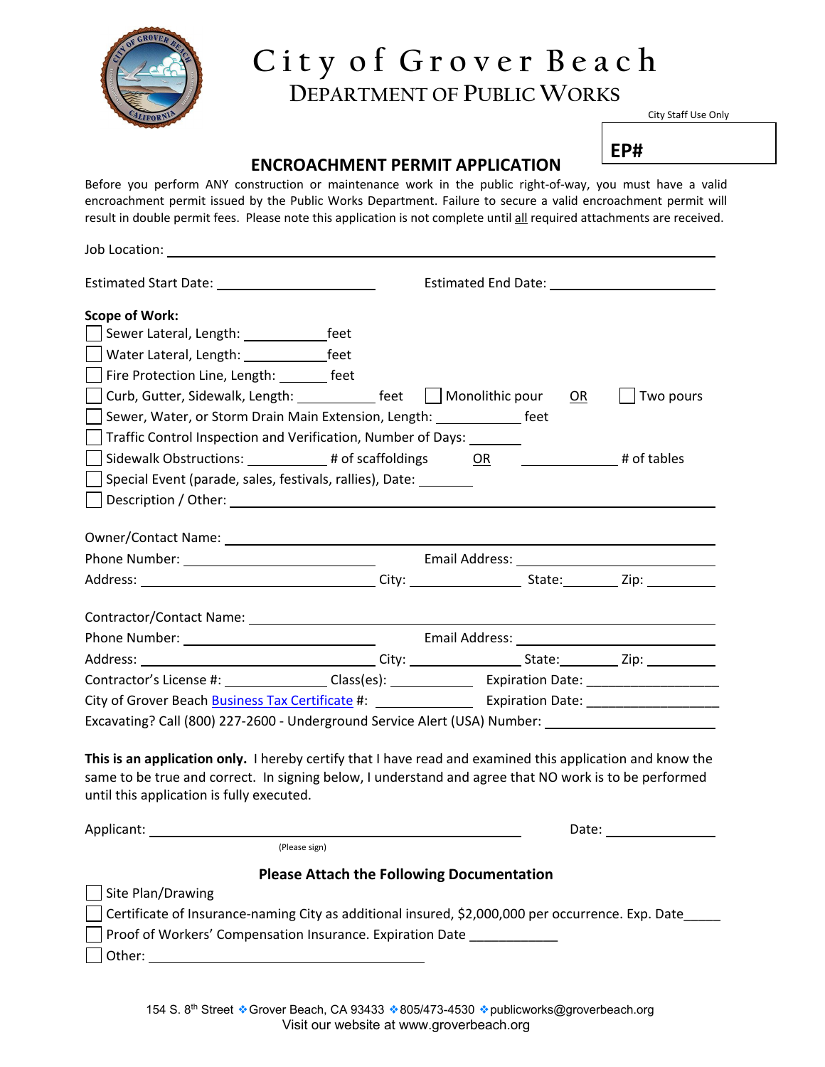# City of Grover Beach

## DEPARTMENT OF PUBLIC WORKS

City Staff Use Only

**EP#**

## ENCROACHMENT PERMIT APPLICATION

Before you perform ANY construction or maintenance work in the public right-of-way, you must have a valid encroachment permit issued by the Public Works Department. Failure to secure a valid encroachment permit will result in double permit fees. Please note this application is not complete until all required attachments are received.

Job Location: ______________________________

Estimated Start Date: ______________ Estimated End Date: ______________

**Scope of Work:**

- ☐ Sewer Lateral, Length: __________ feet
- ☐ Water Lateral, Length: __________ feet
- ☐ Fire Protection Line, Length: ______ feet
- ☐ Curb, Gutter, Sidewalk, Length: __________ feet ☐ Monolithic pour OR ☐ Two pours
- ☐ Sewer, Water, or Storm Drain Main Extension, Length: __________ feet
- ☐ Traffic Control Inspection and Verification, Number of Days: ______
- ☐ Sidewalk Obstructions: __________ # of scaffoldings OR __________ # of tables
- ☐ Special Event (parade, sales, festivals, rallies), Date: ______
- ☐ Description / Other: ______________________________

Owner/Contact Name: ______________________________

Phone Number: ______________ Email Address: ______________

Address: ______________ City: __________ State: ______ Zip: ______

Contractor/Contact Name: ______________________________

Phone Number: ______________ Email Address: ______________

Address: ______________ City: __________ State: ______ Zip: ______

Contractor's License #: __________ Class(es): __________ Expiration Date: ______________

City of Grover Beach Business Tax Certificate #: __________ Expiration Date: ______________

Excavating? Call (800) 227-2600 - Underground Service Alert (USA) Number: ______________

**This is an application only.** I hereby certify that I have read and examined this application and know the same to be true and correct. In signing below, I understand and agree that NO work is to be performed until this application is fully executed.

Applicant: ______________________________ Date: ______________

(Please sign)

### Please Attach the Following Documentation

- ☐ Site Plan/Drawing
- ☐ Certificate of Insurance-naming City as additional insured, $2,000,000 per occurrence. Exp. Date_____
- ☐ Proof of Workers' Compensation Insurance. Expiration Date ____________
- ☐ Other: ______________________________

154 S. 8th Street ❖ Grover Beach, CA 93433 ❖ 805/473-4530 ❖ publicworks@groverbeach.org

Visit our website at www.groverbeach.org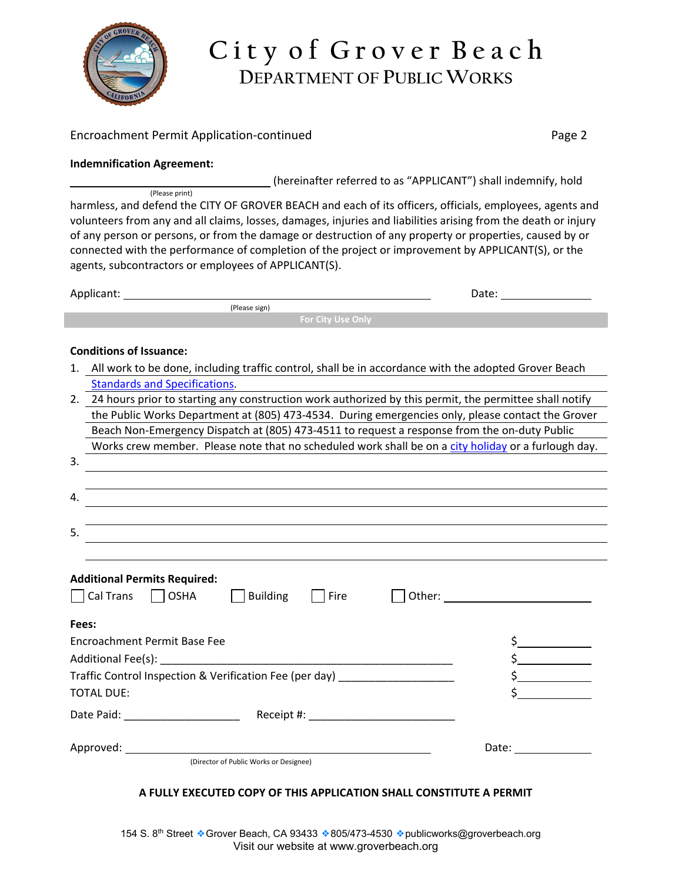# City of Grover Beach
## DEPARTMENT OF PUBLIC WORKS

Encroachment Permit Application-continued

**Indemnification Agreement:**

_______________________________ (hereinafter referred to as "APPLICANT") shall indemnify, hold
(Please print)
harmless, and defend the CITY OF GROVER BEACH and each of its officers, officials, employees, agents and volunteers from any and all claims, losses, damages, injuries and liabilities arising from the death or injury of any person or persons, or from the damage or destruction of any property or properties, caused by or connected with the performance of completion of the project or improvement by APPLICANT(S), or the agents, subcontractors or employees of APPLICANT(S).

Applicant: _______________________________________________ Date: _______________
(Please sign)

For City Use Only

**Conditions of Issuance:**

1. All work to be done, including traffic control, shall be in accordance with the adopted Grover Beach Standards and Specifications.
2. 24 hours prior to starting any construction work authorized by this permit, the permittee shall notify the Public Works Department at (805) 473-4534. During emergencies only, please contact the Grover Beach Non-Emergency Dispatch at (805) 473-4511 to request a response from the on-duty Public Works crew member. Please note that no scheduled work shall be on a city holiday or a furlough day.
3. ____________________________________________
4. ____________________________________________
5. ____________________________________________

**Additional Permits Required:**

☐ Cal Trans ☐ OSHA ☐ Building ☐ Fire ☐ Other: _______________________

**Fees:**

Encroachment Permit Base Fee $__________

Additional Fee(s): _____________________________________________ $__________

Traffic Control Inspection & Verification Fee (per day) __________________ $__________

TOTAL DUE: $__________

Date Paid: __________________ Receipt #: ______________________

Approved: _______________________________________________ Date: ____________
(Director of Public Works or Designee)

**A FULLY EXECUTED COPY OF THIS APPLICATION SHALL CONSTITUTE A PERMIT**

154 S. 8th Street ❖ Grover Beach, CA 93433 ❖ 805/473-4530 ❖ publicworks@groverbeach.org
Visit our website at www.groverbeach.org